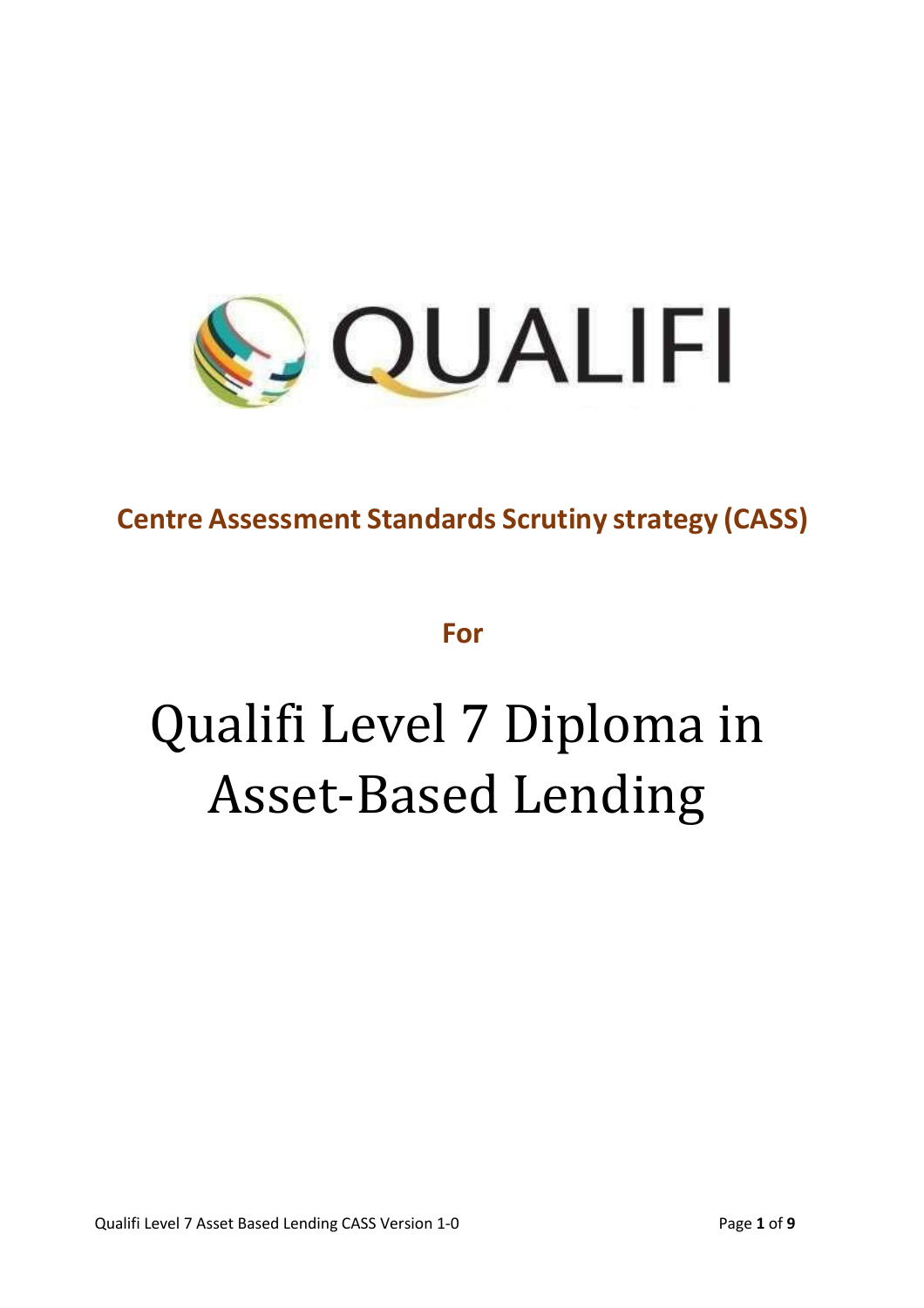QUALIFI

**Centre Assessment Standards Scrutiny strategy (CASS)**

**For**

# Qualifi Level 7 Diploma in Asset-Based Lending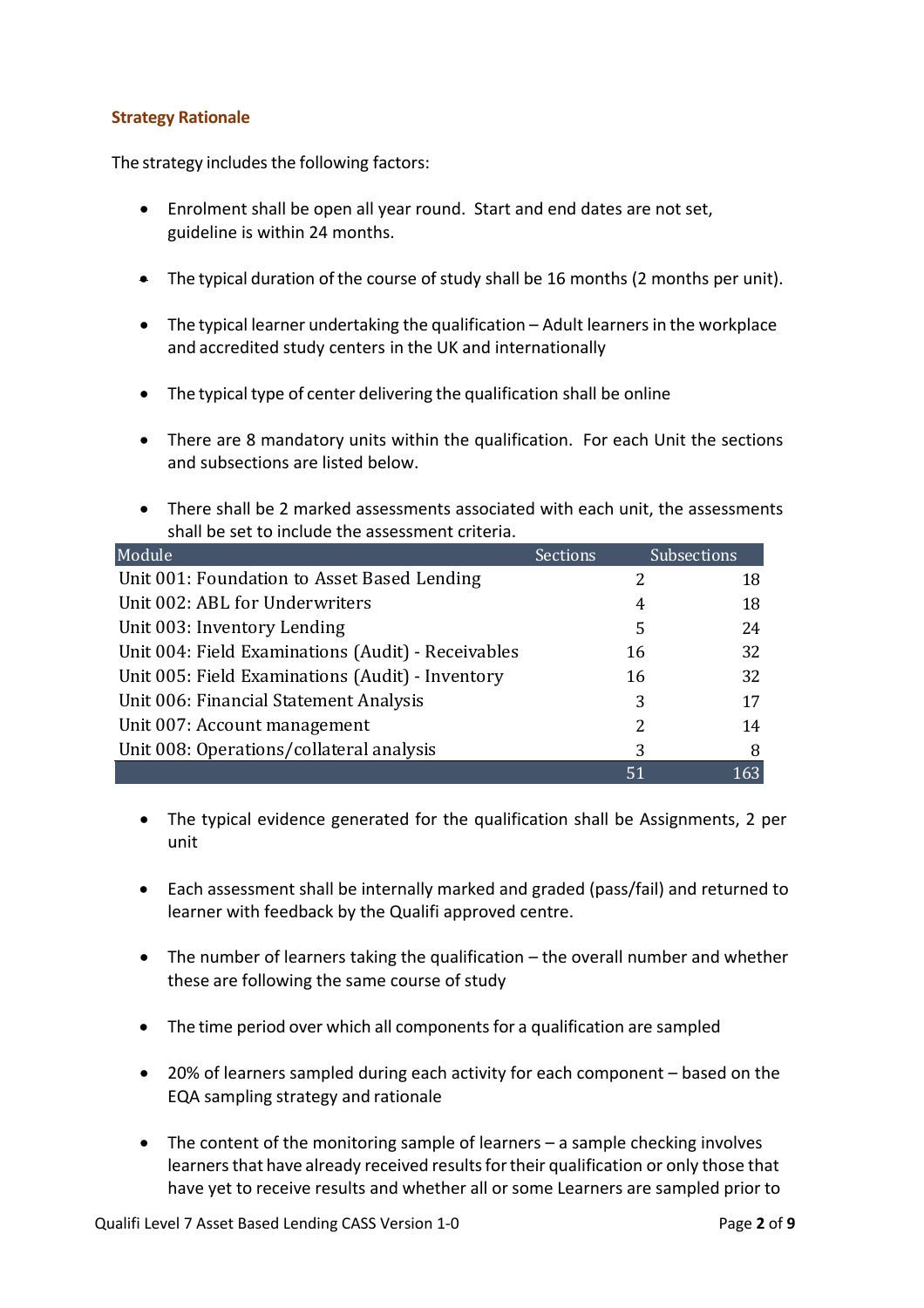### Strategy Rationale

The strategy includes the following factors:

- Enrolment shall be open all year round. Start and end dates are not set, guideline is within 24 months.
- The typical duration of the course of study shall be 16 months (2 months per unit).
- The typical learner undertaking the qualification – Adult learners in the workplace and accredited study centers in the UK and internationally
- The typical type of center delivering the qualification shall be online
- There are 8 mandatory units within the qualification. For each Unit the sections and subsections are listed below.
- There shall be 2 marked assessments associated with each unit, the assessments shall be set to include the assessment criteria.

| Module | Sections | Subsections |
|---|---|---|
| Unit 001: Foundation to Asset Based Lending | 2 | 18 |
| Unit 002: ABL for Underwriters | 4 | 18 |
| Unit 003: Inventory Lending | 5 | 24 |
| Unit 004: Field Examinations (Audit) - Receivables | 16 | 32 |
| Unit 005: Field Examinations (Audit) - Inventory | 16 | 32 |
| Unit 006: Financial Statement Analysis | 3 | 17 |
| Unit 007: Account management | 2 | 14 |
| Unit 008: Operations/collateral analysis | 3 | 8 |
| | 51 | 163 |

- The typical evidence generated for the qualification shall be Assignments, 2 per unit
- Each assessment shall be internally marked and graded (pass/fail) and returned to learner with feedback by the Qualifi approved centre.
- The number of learners taking the qualification – the overall number and whether these are following the same course of study
- The time period over which all components for a qualification are sampled
- 20% of learners sampled during each activity for each component – based on the EQA sampling strategy and rationale
- The content of the monitoring sample of learners – a sample checking involves learners that have already received results for their qualification or only those that have yet to receive results and whether all or some Learners are sampled prior to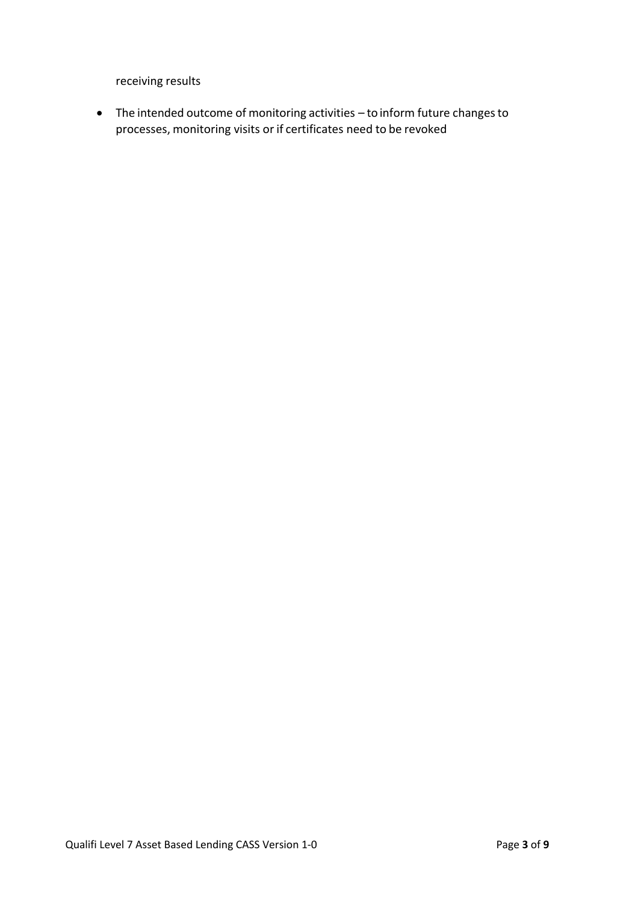receiving results

- The intended outcome of monitoring activities – to inform future changes to processes, monitoring visits or if certificates need to be revoked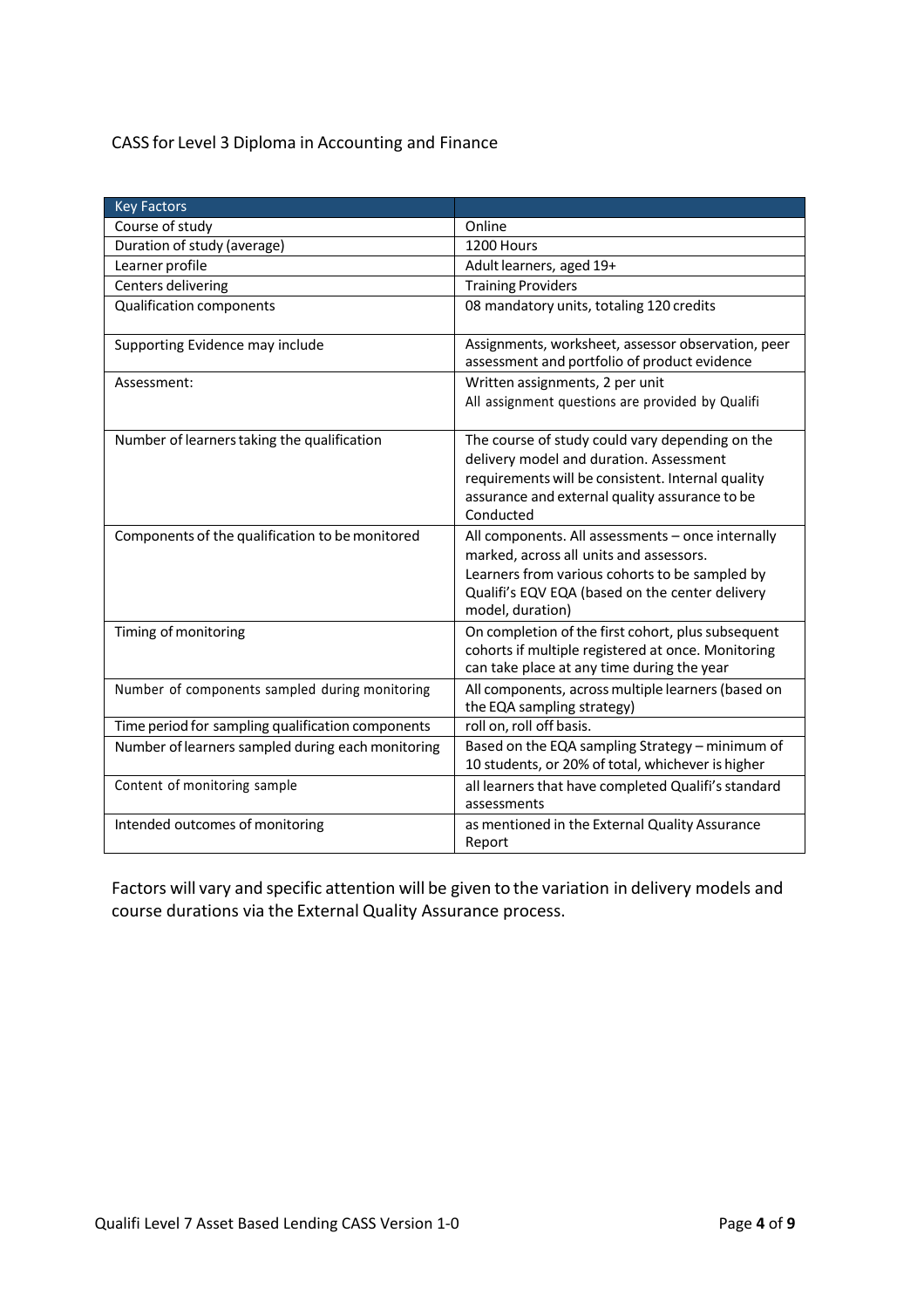CASS for Level 3 Diploma in Accounting and Finance

| Key Factors | |
|---|---|
| Course of study | Online |
| Duration of study (average) | 1200 Hours |
| Learner profile | Adult learners, aged 19+ |
| Centers delivering | Training Providers |
| Qualification components | 08 mandatory units, totaling 120 credits |
| Supporting Evidence may include | Assignments, worksheet, assessor observation, peer assessment and portfolio of product evidence |
| Assessment: | Written assignments, 2 per unit<br>All assignment questions are provided by Qualifi |
| Number of learners taking the qualification | The course of study could vary depending on the delivery model and duration. Assessment requirements will be consistent. Internal quality assurance and external quality assurance to be Conducted |
| Components of the qualification to be monitored | All components. All assessments – once internally marked, across all units and assessors.<br>Learners from various cohorts to be sampled by Qualifi's EQV EQA (based on the center delivery model, duration) |
| Timing of monitoring | On completion of the first cohort, plus subsequent cohorts if multiple registered at once. Monitoring can take place at any time during the year |
| Number of components sampled during monitoring | All components, across multiple learners (based on the EQA sampling strategy) |
| Time period for sampling qualification components | roll on, roll off basis. |
| Number of learners sampled during each monitoring | Based on the EQA sampling Strategy – minimum of 10 students, or 20% of total, whichever is higher |
| Content of monitoring sample | all learners that have completed Qualifi's standard assessments |
| Intended outcomes of monitoring | as mentioned in the External Quality Assurance Report |

Factors will vary and specific attention will be given to the variation in delivery models and course durations via the External Quality Assurance process.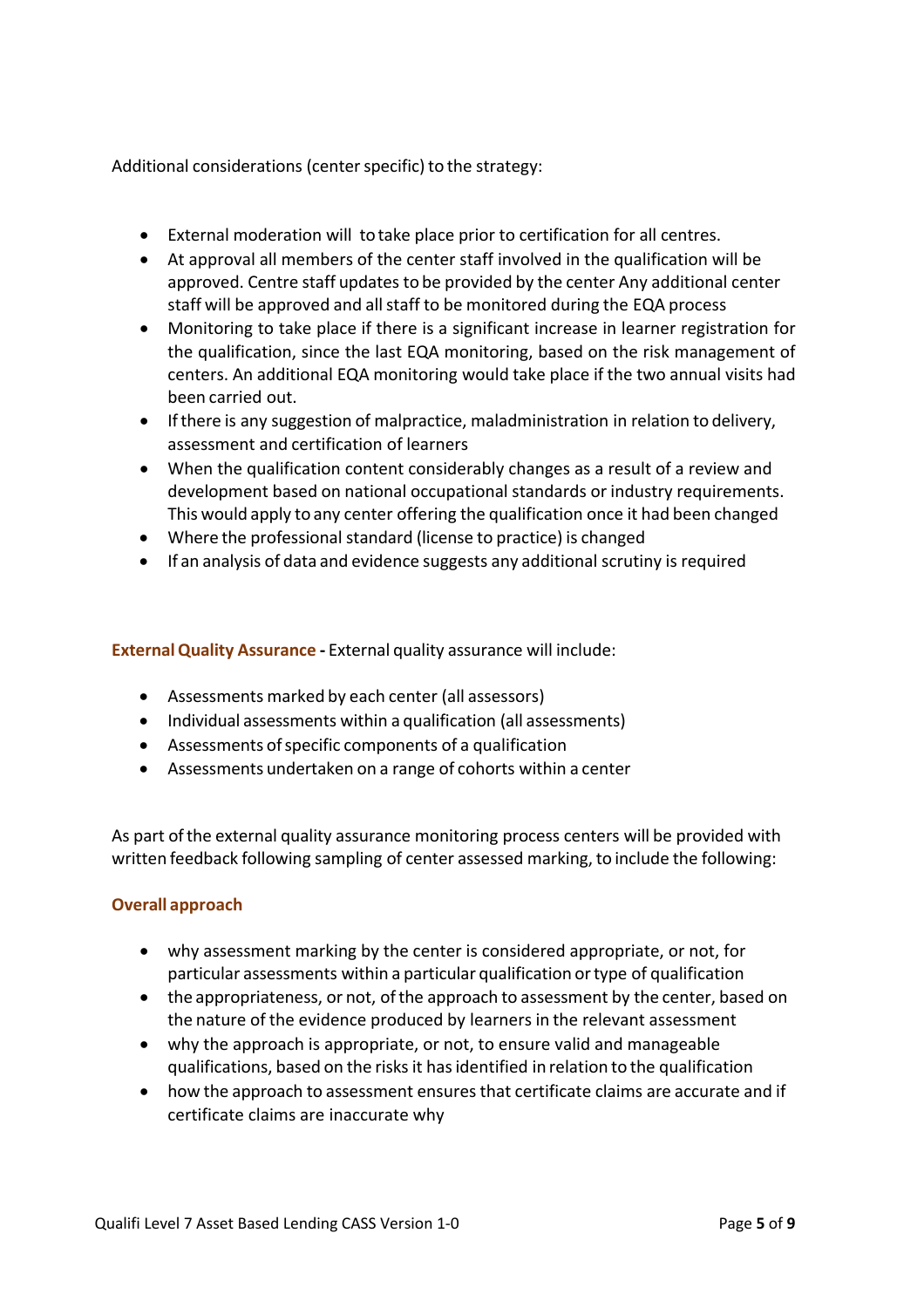Additional considerations (center specific) to the strategy:

- External moderation will to take place prior to certification for all centres.
- At approval all members of the center staff involved in the qualification will be approved. Centre staff updates to be provided by the center Any additional center staff will be approved and all staff to be monitored during the EQA process
- Monitoring to take place if there is a significant increase in learner registration for the qualification, since the last EQA monitoring, based on the risk management of centers. An additional EQA monitoring would take place if the two annual visits had been carried out.
- If there is any suggestion of malpractice, maladministration in relation to delivery, assessment and certification of learners
- When the qualification content considerably changes as a result of a review and development based on national occupational standards or industry requirements. This would apply to any center offering the qualification once it had been changed
- Where the professional standard (license to practice) is changed
- If an analysis of data and evidence suggests any additional scrutiny is required

**External Quality Assurance -** External quality assurance will include:

- Assessments marked by each center (all assessors)
- Individual assessments within a qualification (all assessments)
- Assessments of specific components of a qualification
- Assessments undertaken on a range of cohorts within a center

As part of the external quality assurance monitoring process centers will be provided with written feedback following sampling of center assessed marking, to include the following:

**Overall approach**

- why assessment marking by the center is considered appropriate, or not, for particular assessments within a particular qualification or type of qualification
- the appropriateness, or not, of the approach to assessment by the center, based on the nature of the evidence produced by learners in the relevant assessment
- why the approach is appropriate, or not, to ensure valid and manageable qualifications, based on the risks it has identified in relation to the qualification
- how the approach to assessment ensures that certificate claims are accurate and if certificate claims are inaccurate why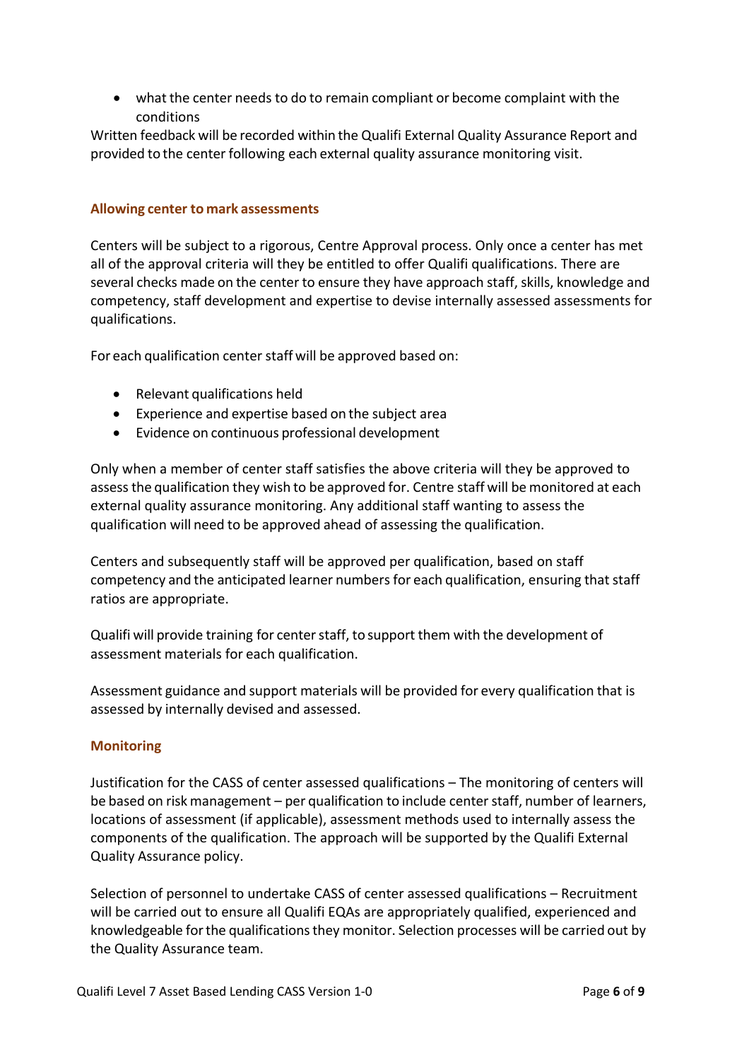- what the center needs to do to remain compliant or become complaint with the conditions

Written feedback will be recorded within the Qualifi External Quality Assurance Report and provided to the center following each external quality assurance monitoring visit.

### Allowing center to mark assessments

Centers will be subject to a rigorous, Centre Approval process. Only once a center has met all of the approval criteria will they be entitled to offer Qualifi qualifications. There are several checks made on the center to ensure they have approach staff, skills, knowledge and competency, staff development and expertise to devise internally assessed assessments for qualifications.

For each qualification center staff will be approved based on:

- Relevant qualifications held
- Experience and expertise based on the subject area
- Evidence on continuous professional development

Only when a member of center staff satisfies the above criteria will they be approved to assess the qualification they wish to be approved for. Centre staff will be monitored at each external quality assurance monitoring. Any additional staff wanting to assess the qualification will need to be approved ahead of assessing the qualification.

Centers and subsequently staff will be approved per qualification, based on staff competency and the anticipated learner numbers for each qualification, ensuring that staff ratios are appropriate.

Qualifi will provide training for center staff, to support them with the development of assessment materials for each qualification.

Assessment guidance and support materials will be provided for every qualification that is assessed by internally devised and assessed.

### Monitoring

Justification for the CASS of center assessed qualifications – The monitoring of centers will be based on risk management – per qualification to include center staff, number of learners, locations of assessment (if applicable), assessment methods used to internally assess the components of the qualification. The approach will be supported by the Qualifi External Quality Assurance policy.

Selection of personnel to undertake CASS of center assessed qualifications – Recruitment will be carried out to ensure all Qualifi EQAs are appropriately qualified, experienced and knowledgeable for the qualifications they monitor. Selection processes will be carried out by the Quality Assurance team.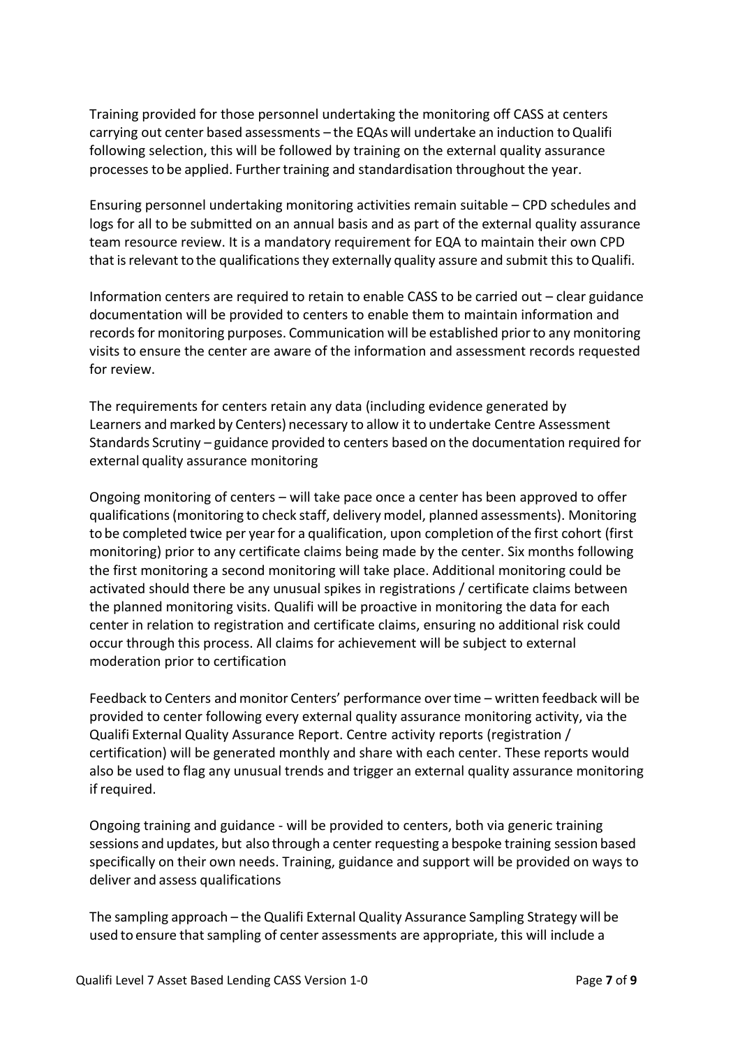Training provided for those personnel undertaking the monitoring off CASS at centers carrying out center based assessments – the EQAs will undertake an induction to Qualifi following selection, this will be followed by training on the external quality assurance processes to be applied. Further training and standardisation throughout the year.

Ensuring personnel undertaking monitoring activities remain suitable – CPD schedules and logs for all to be submitted on an annual basis and as part of the external quality assurance team resource review. It is a mandatory requirement for EQA to maintain their own CPD that is relevant to the qualifications they externally quality assure and submit this to Qualifi.

Information centers are required to retain to enable CASS to be carried out – clear guidance documentation will be provided to centers to enable them to maintain information and records for monitoring purposes. Communication will be established prior to any monitoring visits to ensure the center are aware of the information and assessment records requested for review.

The requirements for centers retain any data (including evidence generated by Learners and marked by Centers) necessary to allow it to undertake Centre Assessment Standards Scrutiny – guidance provided to centers based on the documentation required for external quality assurance monitoring

Ongoing monitoring of centers – will take pace once a center has been approved to offer qualifications (monitoring to check staff, delivery model, planned assessments). Monitoring to be completed twice per year for a qualification, upon completion of the first cohort (first monitoring) prior to any certificate claims being made by the center. Six months following the first monitoring a second monitoring will take place. Additional monitoring could be activated should there be any unusual spikes in registrations / certificate claims between the planned monitoring visits. Qualifi will be proactive in monitoring the data for each center in relation to registration and certificate claims, ensuring no additional risk could occur through this process. All claims for achievement will be subject to external moderation prior to certification

Feedback to Centers and monitor Centers' performance over time – written feedback will be provided to center following every external quality assurance monitoring activity, via the Qualifi External Quality Assurance Report. Centre activity reports (registration / certification) will be generated monthly and share with each center. These reports would also be used to flag any unusual trends and trigger an external quality assurance monitoring if required.

Ongoing training and guidance - will be provided to centers, both via generic training sessions and updates, but also through a center requesting a bespoke training session based specifically on their own needs. Training, guidance and support will be provided on ways to deliver and assess qualifications

The sampling approach – the Qualifi External Quality Assurance Sampling Strategy will be used to ensure that sampling of center assessments are appropriate, this will include a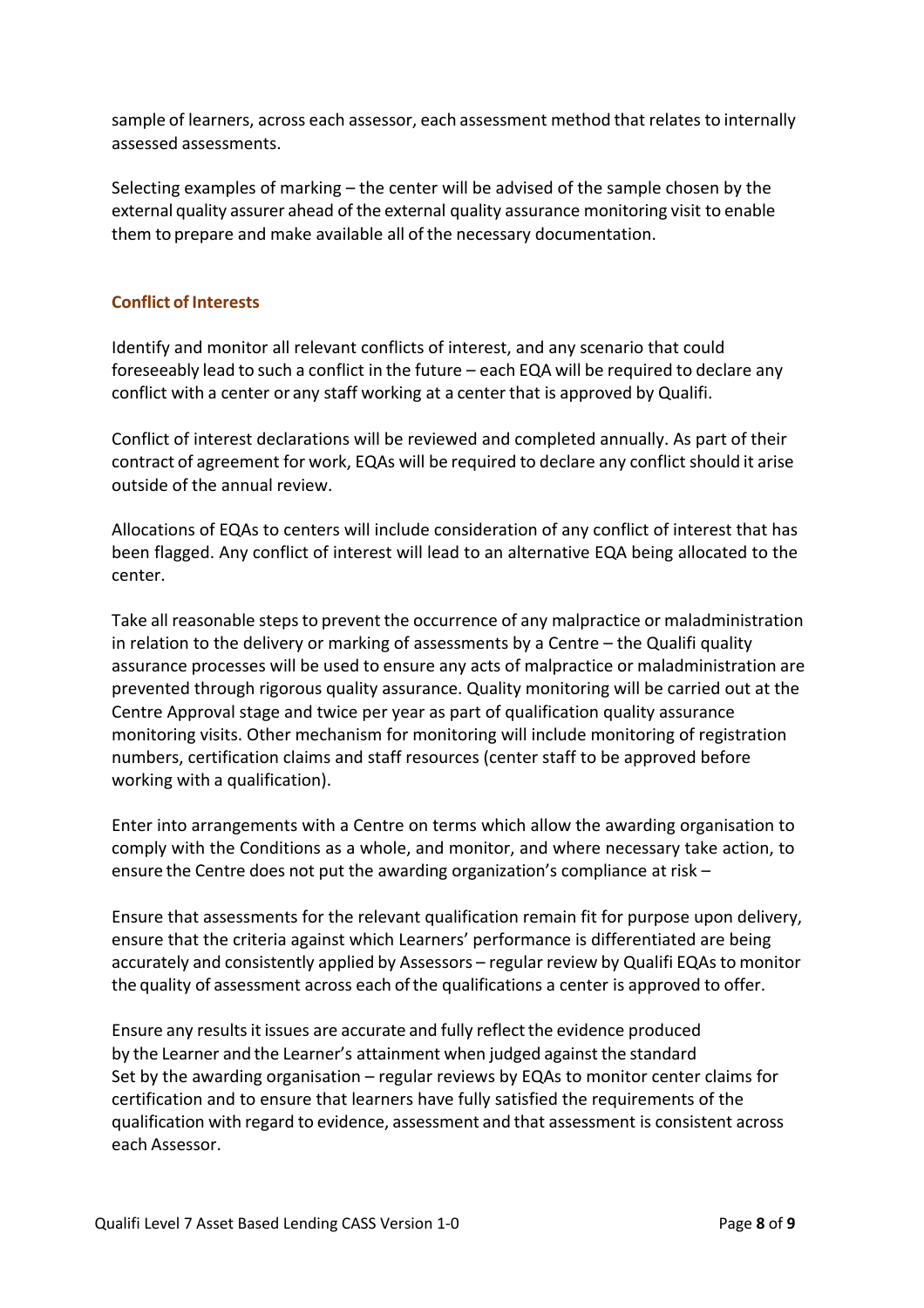sample of learners, across each assessor, each assessment method that relates to internally assessed assessments.

Selecting examples of marking – the center will be advised of the sample chosen by the external quality assurer ahead of the external quality assurance monitoring visit to enable them to prepare and make available all of the necessary documentation.

### Conflict of Interests

Identify and monitor all relevant conflicts of interest, and any scenario that could foreseeably lead to such a conflict in the future – each EQA will be required to declare any conflict with a center or any staff working at a center that is approved by Qualifi.

Conflict of interest declarations will be reviewed and completed annually. As part of their contract of agreement for work, EQAs will be required to declare any conflict should it arise outside of the annual review.

Allocations of EQAs to centers will include consideration of any conflict of interest that has been flagged. Any conflict of interest will lead to an alternative EQA being allocated to the center.

Take all reasonable steps to prevent the occurrence of any malpractice or maladministration in relation to the delivery or marking of assessments by a Centre – the Qualifi quality assurance processes will be used to ensure any acts of malpractice or maladministration are prevented through rigorous quality assurance. Quality monitoring will be carried out at the Centre Approval stage and twice per year as part of qualification quality assurance monitoring visits. Other mechanism for monitoring will include monitoring of registration numbers, certification claims and staff resources (center staff to be approved before working with a qualification).

Enter into arrangements with a Centre on terms which allow the awarding organisation to comply with the Conditions as a whole, and monitor, and where necessary take action, to ensure the Centre does not put the awarding organization's compliance at risk –

Ensure that assessments for the relevant qualification remain fit for purpose upon delivery, ensure that the criteria against which Learners' performance is differentiated are being accurately and consistently applied by Assessors – regular review by Qualifi EQAs to monitor the quality of assessment across each of the qualifications a center is approved to offer.

Ensure any results it issues are accurate and fully reflect the evidence produced by the Learner and the Learner's attainment when judged against the standard Set by the awarding organisation – regular reviews by EQAs to monitor center claims for certification and to ensure that learners have fully satisfied the requirements of the qualification with regard to evidence, assessment and that assessment is consistent across each Assessor.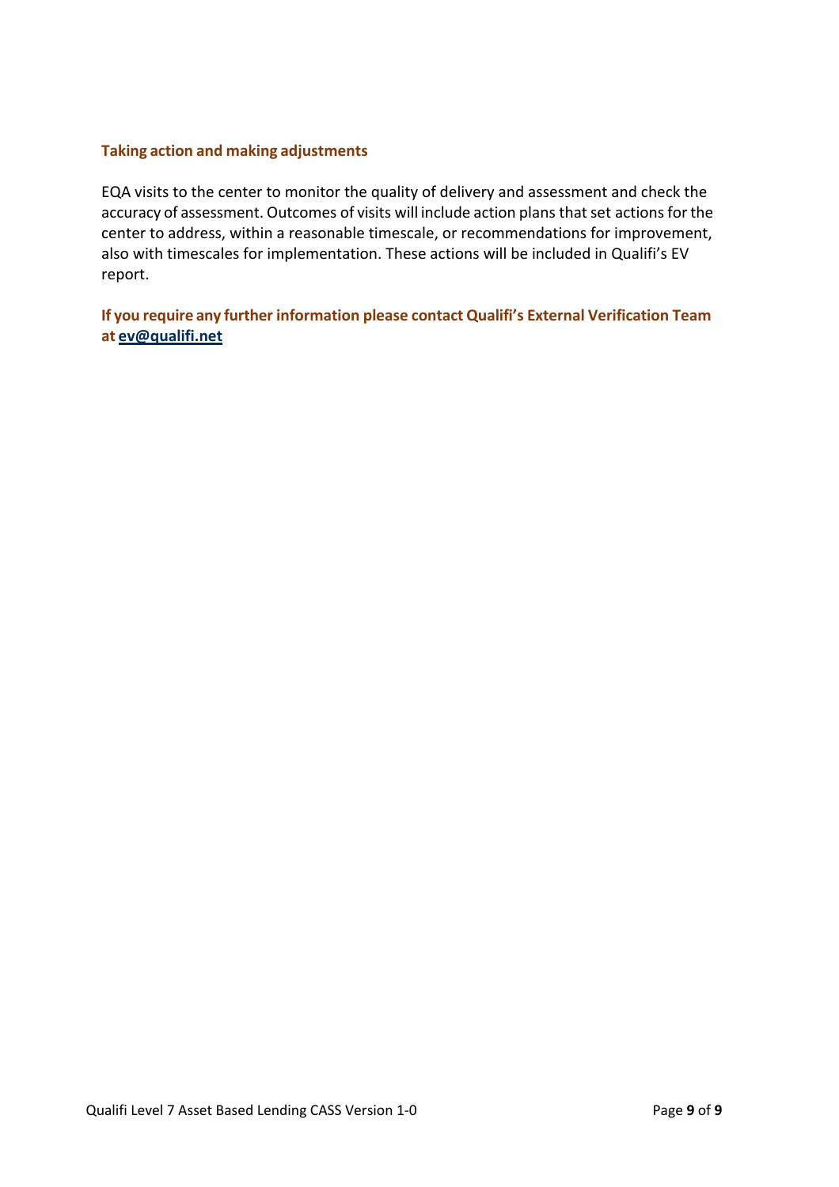### Taking action and making adjustments

EQA visits to the center to monitor the quality of delivery and assessment and check the accuracy of assessment. Outcomes of visits will include action plans that set actions for the center to address, within a reasonable timescale, or recommendations for improvement, also with timescales for implementation. These actions will be included in Qualifi's EV report.

**If you require any further information please contact Qualifi's External Verification Team at ev@qualifi.net**